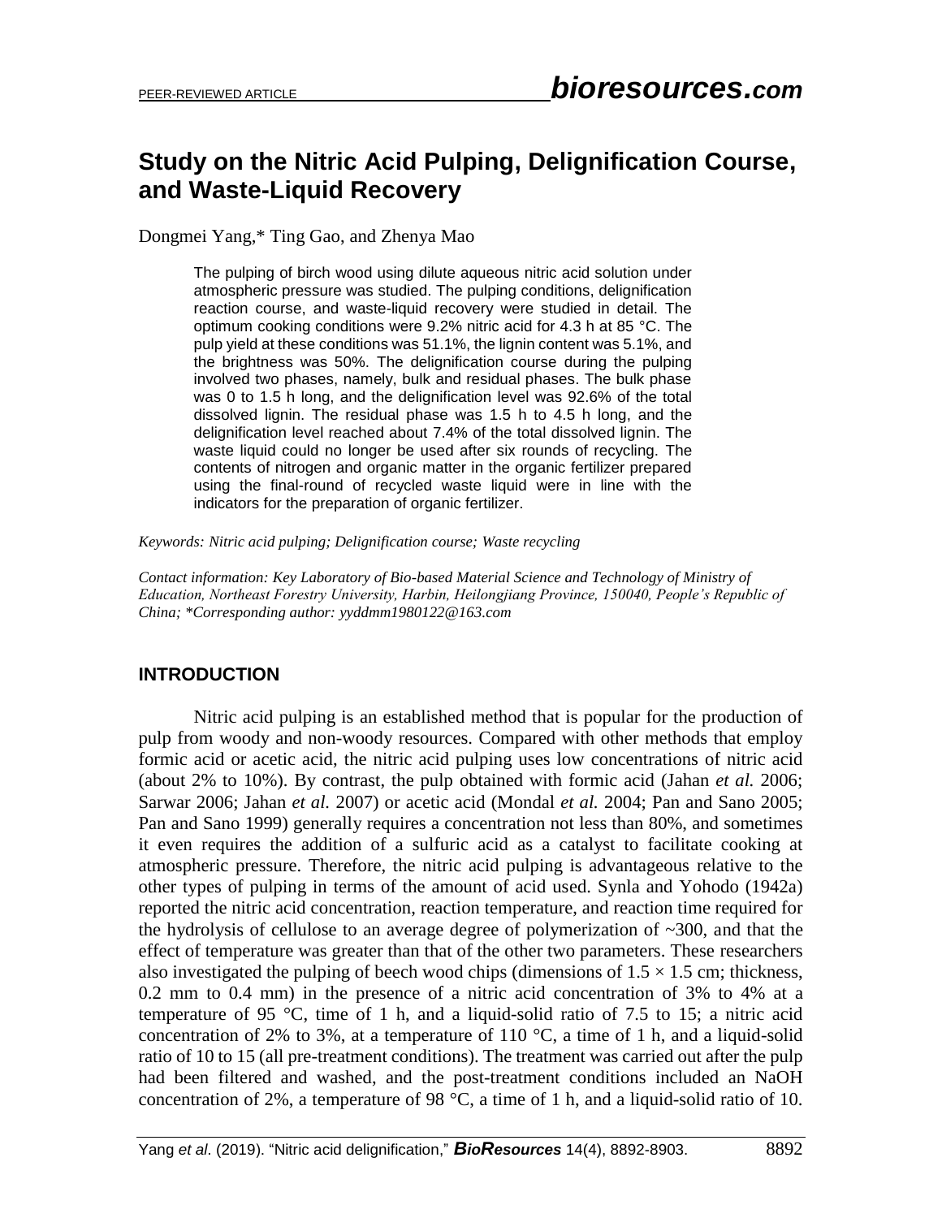# Study on the Nitric Acid Pulping, Delignification Course, and Waste-Liquid Recovery

Dongmei Yang,* Ting Gao, and Zhenya Mao

> The pulping of birch wood using dilute aqueous nitric acid solution under atmospheric pressure was studied. The pulping conditions, delignification reaction course, and waste-liquid recovery were studied in detail. The optimum cooking conditions were 9.2% nitric acid for 4.3 h at 85 °C. The pulp yield at these conditions was 51.1%, the lignin content was 5.1%, and the brightness was 50%. The delignification course during the pulping involved two phases, namely, bulk and residual phases. The bulk phase was 0 to 1.5 h long, and the delignification level was 92.6% of the total dissolved lignin. The residual phase was 1.5 h to 4.5 h long, and the delignification level reached about 7.4% of the total dissolved lignin. The waste liquid could no longer be used after six rounds of recycling. The contents of nitrogen and organic matter in the organic fertilizer prepared using the final-round of recycled waste liquid were in line with the indicators for the preparation of organic fertilizer.

*Keywords: Nitric acid pulping; Delignification course; Waste recycling*

*Contact information: Key Laboratory of Bio-based Material Science and Technology of Ministry of Education, Northeast Forestry University, Harbin, Heilongjiang Province, 150040, People's Republic of China; \*Corresponding author: yyddmm1980122@163.com*

## INTRODUCTION

Nitric acid pulping is an established method that is popular for the production of pulp from woody and non-woody resources. Compared with other methods that employ formic acid or acetic acid, the nitric acid pulping uses low concentrations of nitric acid (about 2% to 10%). By contrast, the pulp obtained with formic acid (Jahan *et al.* 2006; Sarwar 2006; Jahan *et al.* 2007) or acetic acid (Mondal *et al.* 2004; Pan and Sano 2005; Pan and Sano 1999) generally requires a concentration not less than 80%, and sometimes it even requires the addition of a sulfuric acid as a catalyst to facilitate cooking at atmospheric pressure. Therefore, the nitric acid pulping is advantageous relative to the other types of pulping in terms of the amount of acid used. Synla and Yohodo (1942a) reported the nitric acid concentration, reaction temperature, and reaction time required for the hydrolysis of cellulose to an average degree of polymerization of ~300, and that the effect of temperature was greater than that of the other two parameters. These researchers also investigated the pulping of beech wood chips (dimensions of 1.5 × 1.5 cm; thickness, 0.2 mm to 0.4 mm) in the presence of a nitric acid concentration of 3% to 4% at a temperature of 95 °C, time of 1 h, and a liquid-solid ratio of 7.5 to 15; a nitric acid concentration of 2% to 3%, at a temperature of 110 °C, a time of 1 h, and a liquid-solid ratio of 10 to 15 (all pre-treatment conditions). The treatment was carried out after the pulp had been filtered and washed, and the post-treatment conditions included an NaOH concentration of 2%, a temperature of 98 °C, a time of 1 h, and a liquid-solid ratio of 10.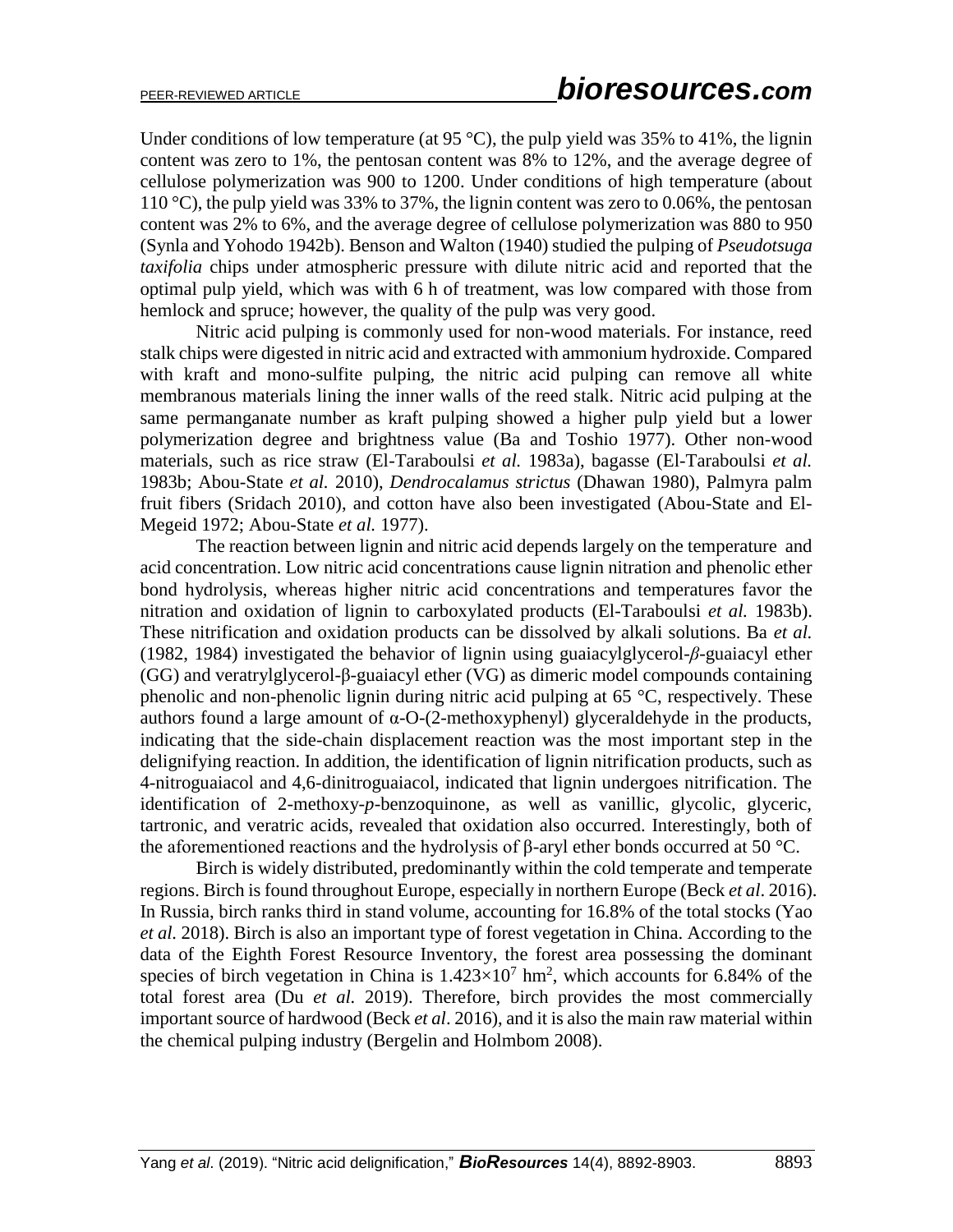Under conditions of low temperature (at 95 °C), the pulp yield was 35% to 41%, the lignin content was zero to 1%, the pentosan content was 8% to 12%, and the average degree of cellulose polymerization was 900 to 1200. Under conditions of high temperature (about 110 °C), the pulp yield was 33% to 37%, the lignin content was zero to 0.06%, the pentosan content was 2% to 6%, and the average degree of cellulose polymerization was 880 to 950 (Synla and Yohodo 1942b). Benson and Walton (1940) studied the pulping of *Pseudotsuga taxifolia* chips under atmospheric pressure with dilute nitric acid and reported that the optimal pulp yield, which was with 6 h of treatment, was low compared with those from hemlock and spruce; however, the quality of the pulp was very good.

Nitric acid pulping is commonly used for non-wood materials. For instance, reed stalk chips were digested in nitric acid and extracted with ammonium hydroxide. Compared with kraft and mono-sulfite pulping, the nitric acid pulping can remove all white membranous materials lining the inner walls of the reed stalk. Nitric acid pulping at the same permanganate number as kraft pulping showed a higher pulp yield but a lower polymerization degree and brightness value (Ba and Toshio 1977). Other non-wood materials, such as rice straw (El-Taraboulsi *et al.* 1983a), bagasse (El-Taraboulsi *et al.* 1983b; Abou-State *et al.* 2010), *Dendrocalamus strictus* (Dhawan 1980), Palmyra palm fruit fibers (Sridach 2010), and cotton have also been investigated (Abou-State and El-Megeid 1972; Abou-State *et al.* 1977).

The reaction between lignin and nitric acid depends largely on the temperature and acid concentration. Low nitric acid concentrations cause lignin nitration and phenolic ether bond hydrolysis, whereas higher nitric acid concentrations and temperatures favor the nitration and oxidation of lignin to carboxylated products (El-Taraboulsi *et al.* 1983b). These nitrification and oxidation products can be dissolved by alkali solutions. Ba *et al.* (1982, 1984) investigated the behavior of lignin using guaiacylglycerol-*β*-guaiacyl ether (GG) and veratrylglycerol-β-guaiacyl ether (VG) as dimeric model compounds containing phenolic and non-phenolic lignin during nitric acid pulping at 65 °C, respectively. These authors found a large amount of α-O-(2-methoxyphenyl) glyceraldehyde in the products, indicating that the side-chain displacement reaction was the most important step in the delignifying reaction. In addition, the identification of lignin nitrification products, such as 4-nitroguaiacol and 4,6-dinitroguaiacol, indicated that lignin undergoes nitrification. The identification of 2-methoxy-*p*-benzoquinone, as well as vanillic, glycolic, glyceric, tartronic, and veratric acids, revealed that oxidation also occurred. Interestingly, both of the aforementioned reactions and the hydrolysis of β-aryl ether bonds occurred at 50 °C.

Birch is widely distributed, predominantly within the cold temperate and temperate regions. Birch is found throughout Europe, especially in northern Europe (Beck *et al*. 2016). In Russia, birch ranks third in stand volume, accounting for 16.8% of the total stocks (Yao *et al.* 2018). Birch is also an important type of forest vegetation in China. According to the data of the Eighth Forest Resource Inventory, the forest area possessing the dominant species of birch vegetation in China is $1.423\times10^{7}$ $hm^{2}$, which accounts for 6.84% of the total forest area (Du *et al.* 2019). Therefore, birch provides the most commercially important source of hardwood (Beck *et al*. 2016), and it is also the main raw material within the chemical pulping industry (Bergelin and Holmbom 2008).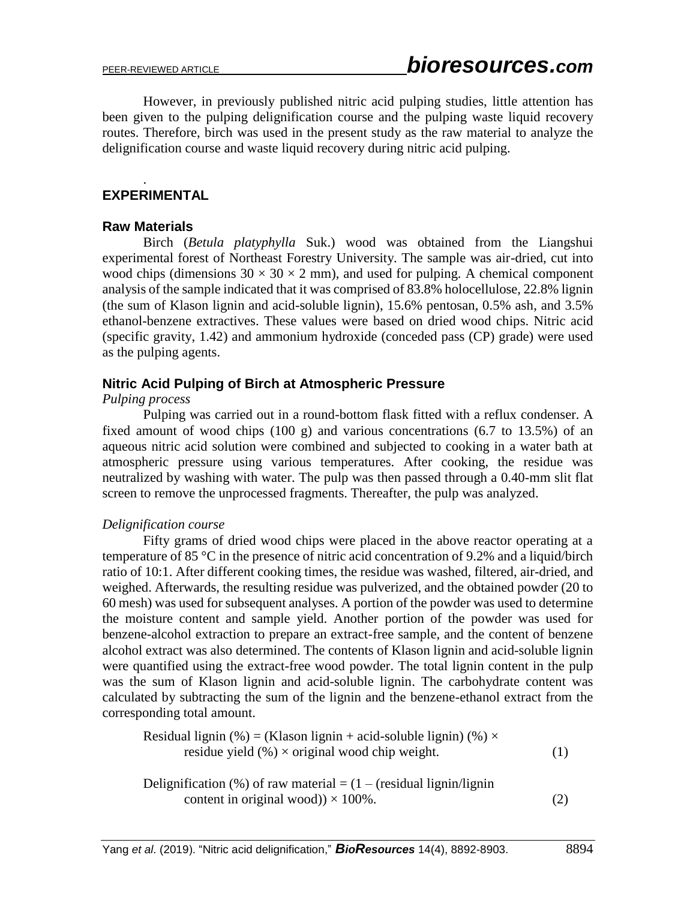However, in previously published nitric acid pulping studies, little attention has been given to the pulping delignification course and the pulping waste liquid recovery routes. Therefore, birch was used in the present study as the raw material to analyze the delignification course and waste liquid recovery during nitric acid pulping.

## EXPERIMENTAL

### Raw Materials

Birch (*Betula platyphylla* Suk.) wood was obtained from the Liangshui experimental forest of Northeast Forestry University. The sample was air-dried, cut into wood chips (dimensions 30 × 30 × 2 mm), and used for pulping. A chemical component analysis of the sample indicated that it was comprised of 83.8% holocellulose, 22.8% lignin (the sum of Klason lignin and acid-soluble lignin), 15.6% pentosan, 0.5% ash, and 3.5% ethanol-benzene extractives. These values were based on dried wood chips. Nitric acid (specific gravity, 1.42) and ammonium hydroxide (conceded pass (CP) grade) were used as the pulping agents.

### Nitric Acid Pulping of Birch at Atmospheric Pressure

*Pulping process*

Pulping was carried out in a round-bottom flask fitted with a reflux condenser. A fixed amount of wood chips (100 g) and various concentrations (6.7 to 13.5%) of an aqueous nitric acid solution were combined and subjected to cooking in a water bath at atmospheric pressure using various temperatures. After cooking, the residue was neutralized by washing with water. The pulp was then passed through a 0.40-mm slit flat screen to remove the unprocessed fragments. Thereafter, the pulp was analyzed.

*Delignification course*

Fifty grams of dried wood chips were placed in the above reactor operating at a temperature of 85 °C in the presence of nitric acid concentration of 9.2% and a liquid/birch ratio of 10:1. After different cooking times, the residue was washed, filtered, air-dried, and weighed. Afterwards, the resulting residue was pulverized, and the obtained powder (20 to 60 mesh) was used for subsequent analyses. A portion of the powder was used to determine the moisture content and sample yield. Another portion of the powder was used for benzene-alcohol extraction to prepare an extract-free sample, and the content of benzene alcohol extract was also determined. The contents of Klason lignin and acid-soluble lignin were quantified using the extract-free wood powder. The total lignin content in the pulp was the sum of Klason lignin and acid-soluble lignin. The carbohydrate content was calculated by subtracting the sum of the lignin and the benzene-ethanol extract from the corresponding total amount.

$$\text{Residual lignin (\%)} = \text{(Klason lignin + acid-soluble lignin) (\%)} \times \text{residue yield (\%)} \times \text{original wood chip weight.} \quad (1)$$

$$\text{Delignification (\%) of raw material} = (1 - \text{(residual lignin/lignin content in original wood)}) \times 100\%. \quad (2)$$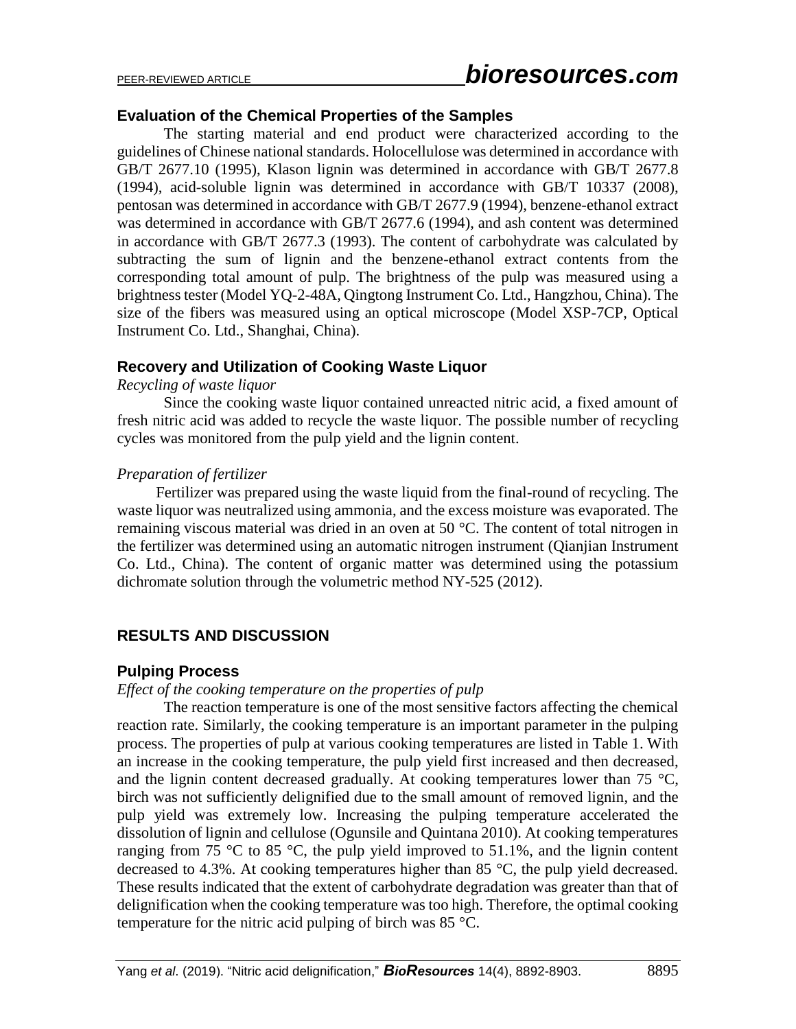### Evaluation of the Chemical Properties of the Samples

The starting material and end product were characterized according to the guidelines of Chinese national standards. Holocellulose was determined in accordance with GB/T 2677.10 (1995), Klason lignin was determined in accordance with GB/T 2677.8 (1994), acid-soluble lignin was determined in accordance with GB/T 10337 (2008), pentosan was determined in accordance with GB/T 2677.9 (1994), benzene-ethanol extract was determined in accordance with GB/T 2677.6 (1994), and ash content was determined in accordance with GB/T 2677.3 (1993). The content of carbohydrate was calculated by subtracting the sum of lignin and the benzene-ethanol extract contents from the corresponding total amount of pulp. The brightness of the pulp was measured using a brightness tester (Model YQ-2-48A, Qingtong Instrument Co. Ltd., Hangzhou, China). The size of the fibers was measured using an optical microscope (Model XSP-7CP, Optical Instrument Co. Ltd., Shanghai, China).

### Recovery and Utilization of Cooking Waste Liquor

*Recycling of waste liquor*

Since the cooking waste liquor contained unreacted nitric acid, a fixed amount of fresh nitric acid was added to recycle the waste liquor. The possible number of recycling cycles was monitored from the pulp yield and the lignin content.

*Preparation of fertilizer*

Fertilizer was prepared using the waste liquid from the final-round of recycling. The waste liquor was neutralized using ammonia, and the excess moisture was evaporated. The remaining viscous material was dried in an oven at 50 °C. The content of total nitrogen in the fertilizer was determined using an automatic nitrogen instrument (Qianjian Instrument Co. Ltd., China). The content of organic matter was determined using the potassium dichromate solution through the volumetric method NY-525 (2012).

## RESULTS AND DISCUSSION

### Pulping Process

*Effect of the cooking temperature on the properties of pulp*

The reaction temperature is one of the most sensitive factors affecting the chemical reaction rate. Similarly, the cooking temperature is an important parameter in the pulping process. The properties of pulp at various cooking temperatures are listed in Table 1. With an increase in the cooking temperature, the pulp yield first increased and then decreased, and the lignin content decreased gradually. At cooking temperatures lower than 75 °C, birch was not sufficiently delignified due to the small amount of removed lignin, and the pulp yield was extremely low. Increasing the pulping temperature accelerated the dissolution of lignin and cellulose (Ogunsile and Quintana 2010). At cooking temperatures ranging from 75 °C to 85 °C, the pulp yield improved to 51.1%, and the lignin content decreased to 4.3%. At cooking temperatures higher than 85 °C, the pulp yield decreased. These results indicated that the extent of carbohydrate degradation was greater than that of delignification when the cooking temperature was too high. Therefore, the optimal cooking temperature for the nitric acid pulping of birch was 85 °C.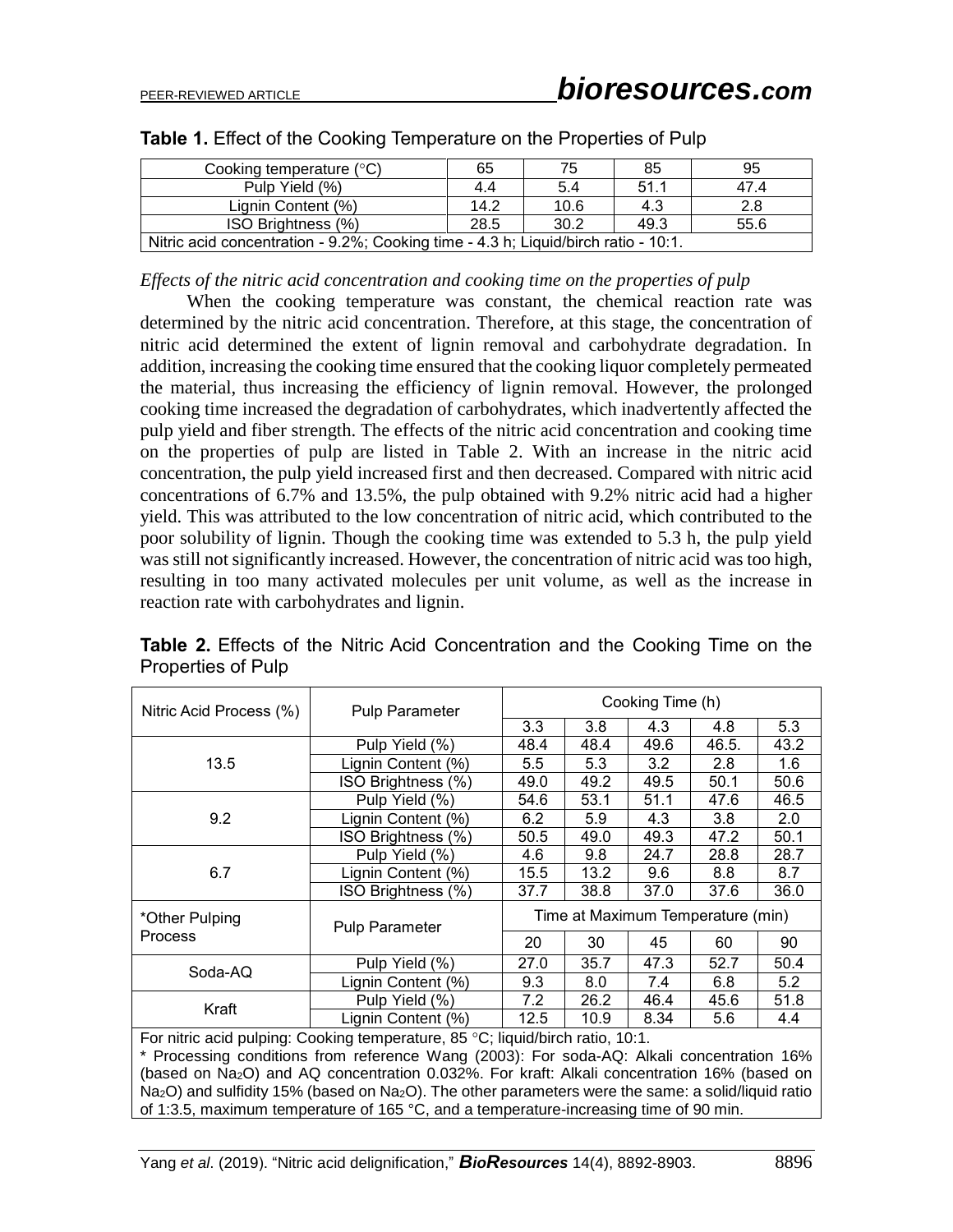**Table 1.** Effect of the Cooking Temperature on the Properties of Pulp

| Cooking temperature (°C) | 65 | 75 | 85 | 95 |
|---|---|---|---|---|
| Pulp Yield (%) | 4.4 | 5.4 | 51.1 | 47.4 |
| Lignin Content (%) | 14.2 | 10.6 | 4.3 | 2.8 |
| ISO Brightness (%) | 28.5 | 30.2 | 49.3 | 55.6 |
| Nitric acid concentration - 9.2%; Cooking time - 4.3 h; Liquid/birch ratio - 10:1. | | | | |

*Effects of the nitric acid concentration and cooking time on the properties of pulp*

When the cooking temperature was constant, the chemical reaction rate was determined by the nitric acid concentration. Therefore, at this stage, the concentration of nitric acid determined the extent of lignin removal and carbohydrate degradation. In addition, increasing the cooking time ensured that the cooking liquor completely permeated the material, thus increasing the efficiency of lignin removal. However, the prolonged cooking time increased the degradation of carbohydrates, which inadvertently affected the pulp yield and fiber strength. The effects of the nitric acid concentration and cooking time on the properties of pulp are listed in Table 2. With an increase in the nitric acid concentration, the pulp yield increased first and then decreased. Compared with nitric acid concentrations of 6.7% and 13.5%, the pulp obtained with 9.2% nitric acid had a higher yield. This was attributed to the low concentration of nitric acid, which contributed to the poor solubility of lignin. Though the cooking time was extended to 5.3 h, the pulp yield was still not significantly increased. However, the concentration of nitric acid was too high, resulting in too many activated molecules per unit volume, as well as the increase in reaction rate with carbohydrates and lignin.

**Table 2.** Effects of the Nitric Acid Concentration and the Cooking Time on the Properties of Pulp

| Nitric Acid Process (%) | Pulp Parameter | Cooking Time (h) | | | | |
|---|---|---|---|---|---|---|
| | | 3.3 | 3.8 | 4.3 | 4.8 | 5.3 |
| 13.5 | Pulp Yield (%) | 48.4 | 48.4 | 49.6 | 46.5. | 43.2 |
| | Lignin Content (%) | 5.5 | 5.3 | 3.2 | 2.8 | 1.6 |
| | ISO Brightness (%) | 49.0 | 49.2 | 49.5 | 50.1 | 50.6 |
| 9.2 | Pulp Yield (%) | 54.6 | 53.1 | 51.1 | 47.6 | 46.5 |
| | Lignin Content (%) | 6.2 | 5.9 | 4.3 | 3.8 | 2.0 |
| | ISO Brightness (%) | 50.5 | 49.0 | 49.3 | 47.2 | 50.1 |
| 6.7 | Pulp Yield (%) | 4.6 | 9.8 | 24.7 | 28.8 | 28.7 |
| | Lignin Content (%) | 15.5 | 13.2 | 9.6 | 8.8 | 8.7 |
| | ISO Brightness (%) | 37.7 | 38.8 | 37.0 | 37.6 | 36.0 |
| *Other Pulping Process | Pulp Parameter | Time at Maximum Temperature (min) | | | | |
| | | 20 | 30 | 45 | 60 | 90 |
| Soda-AQ | Pulp Yield (%) | 27.0 | 35.7 | 47.3 | 52.7 | 50.4 |
| | Lignin Content (%) | 9.3 | 8.0 | 7.4 | 6.8 | 5.2 |
| Kraft | Pulp Yield (%) | 7.2 | 26.2 | 46.4 | 45.6 | 51.8 |
| | Lignin Content (%) | 12.5 | 10.9 | 8.34 | 5.6 | 4.4 |

For nitric acid pulping: Cooking temperature, 85 °C; liquid/birch ratio, 10:1.
\* Processing conditions from reference Wang (2003): For soda-AQ: Alkali concentration 16% (based on $Na_2O$) and AQ concentration 0.032%. For kraft: Alkali concentration 16% (based on $Na_2O$) and sulfidity 15% (based on $Na_2O$). The other parameters were the same: a solid/liquid ratio of 1:3.5, maximum temperature of 165 °C, and a temperature-increasing time of 90 min.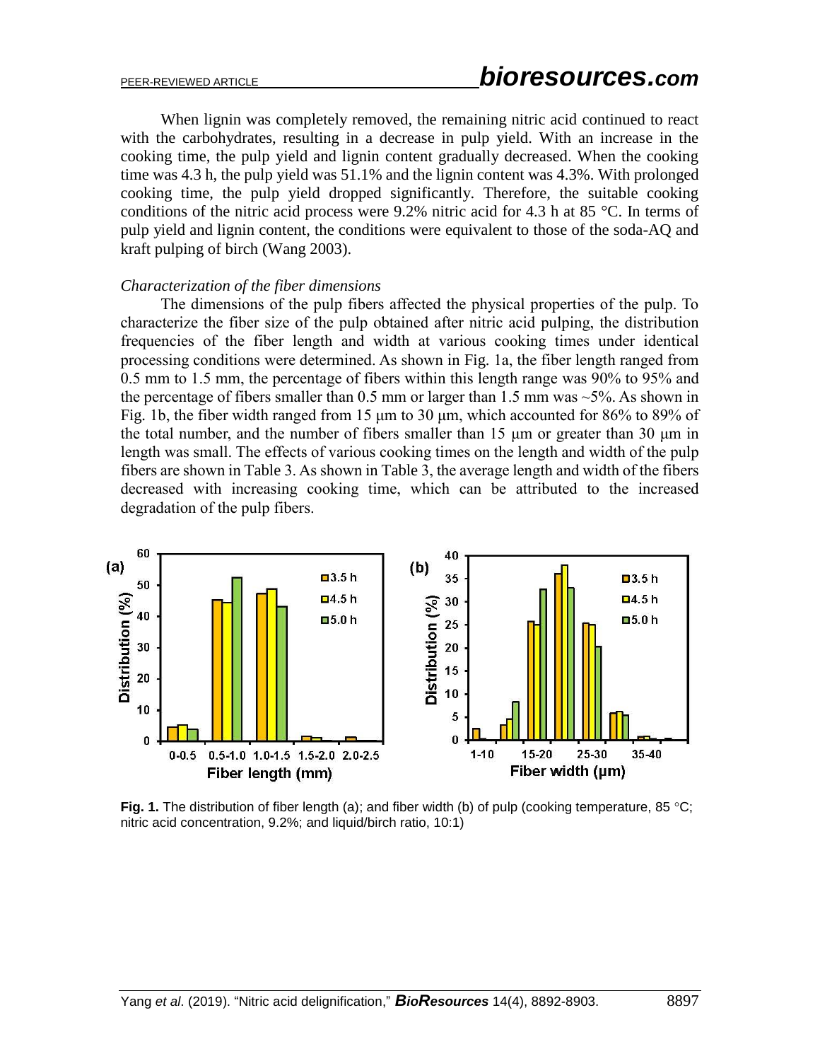When lignin was completely removed, the remaining nitric acid continued to react with the carbohydrates, resulting in a decrease in pulp yield. With an increase in the cooking time, the pulp yield and lignin content gradually decreased. When the cooking time was 4.3 h, the pulp yield was 51.1% and the lignin content was 4.3%. With prolonged cooking time, the pulp yield dropped significantly. Therefore, the suitable cooking conditions of the nitric acid process were 9.2% nitric acid for 4.3 h at 85 °C. In terms of pulp yield and lignin content, the conditions were equivalent to those of the soda-AQ and kraft pulping of birch (Wang 2003).

*Characterization of the fiber dimensions*

The dimensions of the pulp fibers affected the physical properties of the pulp. To characterize the fiber size of the pulp obtained after nitric acid pulping, the distribution frequencies of the fiber length and width at various cooking times under identical processing conditions were determined. As shown in Fig. 1a, the fiber length ranged from 0.5 mm to 1.5 mm, the percentage of fibers within this length range was 90% to 95% and the percentage of fibers smaller than 0.5 mm or larger than 1.5 mm was ~5%. As shown in Fig. 1b, the fiber width ranged from 15 μm to 30 μm, which accounted for 86% to 89% of the total number, and the number of fibers smaller than 15 μm or greater than 30 μm in length was small. The effects of various cooking times on the length and width of the pulp fibers are shown in Table 3. As shown in Table 3, the average length and width of the fibers decreased with increasing cooking time, which can be attributed to the increased degradation of the pulp fibers.

**Fig. 1.** The distribution of fiber length (a); and fiber width (b) of pulp (cooking temperature, 85 °C; nitric acid concentration, 9.2%; and liquid/birch ratio, 10:1)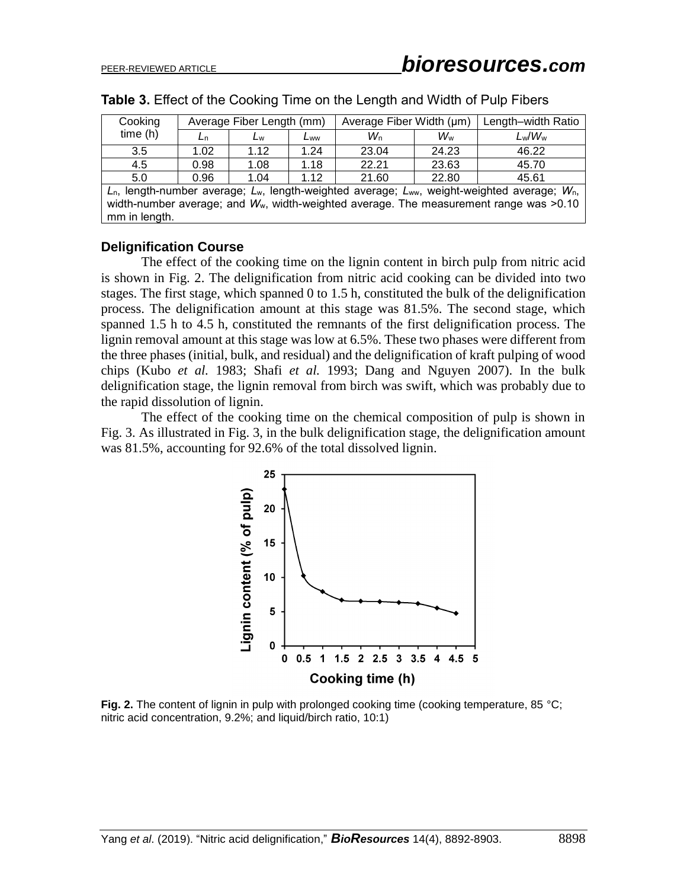**Table 3.** Effect of the Cooking Time on the Length and Width of Pulp Fibers

| Cooking time (h) | Average Fiber Length (mm) | | | Average Fiber Width (μm) | | Length–width Ratio |
|---|---|---|---|---|---|---|
| | $L_n$ | $L_w$ | $L_{ww}$ | $W_n$ | $W_w$ | $L_w/W_w$ |
| 3.5 | 1.02 | 1.12 | 1.24 | 23.04 | 24.23 | 46.22 |
| 4.5 | 0.98 | 1.08 | 1.18 | 22.21 | 23.63 | 45.70 |
| 5.0 | 0.96 | 1.04 | 1.12 | 21.60 | 22.80 | 45.61 |

$L_n$, length-number average; $L_w$, length-weighted average; $L_{ww}$, weight-weighted average; $W_n$, width-number average; and $W_w$, width-weighted average. The measurement range was >0.10 mm in length.

### Delignification Course

The effect of the cooking time on the lignin content in birch pulp from nitric acid is shown in Fig. 2. The delignification from nitric acid cooking can be divided into two stages. The first stage, which spanned 0 to 1.5 h, constituted the bulk of the delignification process. The delignification amount at this stage was 81.5%. The second stage, which spanned 1.5 h to 4.5 h, constituted the remnants of the first delignification process. The lignin removal amount at this stage was low at 6.5%. These two phases were different from the three phases (initial, bulk, and residual) and the delignification of kraft pulping of wood chips (Kubo *et al.* 1983; Shafi *et al.* 1993; Dang and Nguyen 2007). In the bulk delignification stage, the lignin removal from birch was swift, which was probably due to the rapid dissolution of lignin.

The effect of the cooking time on the chemical composition of pulp is shown in Fig. 3. As illustrated in Fig. 3, in the bulk delignification stage, the delignification amount was 81.5%, accounting for 92.6% of the total dissolved lignin.

**Fig. 2.** The content of lignin in pulp with prolonged cooking time (cooking temperature, 85 °C; nitric acid concentration, 9.2%; and liquid/birch ratio, 10:1)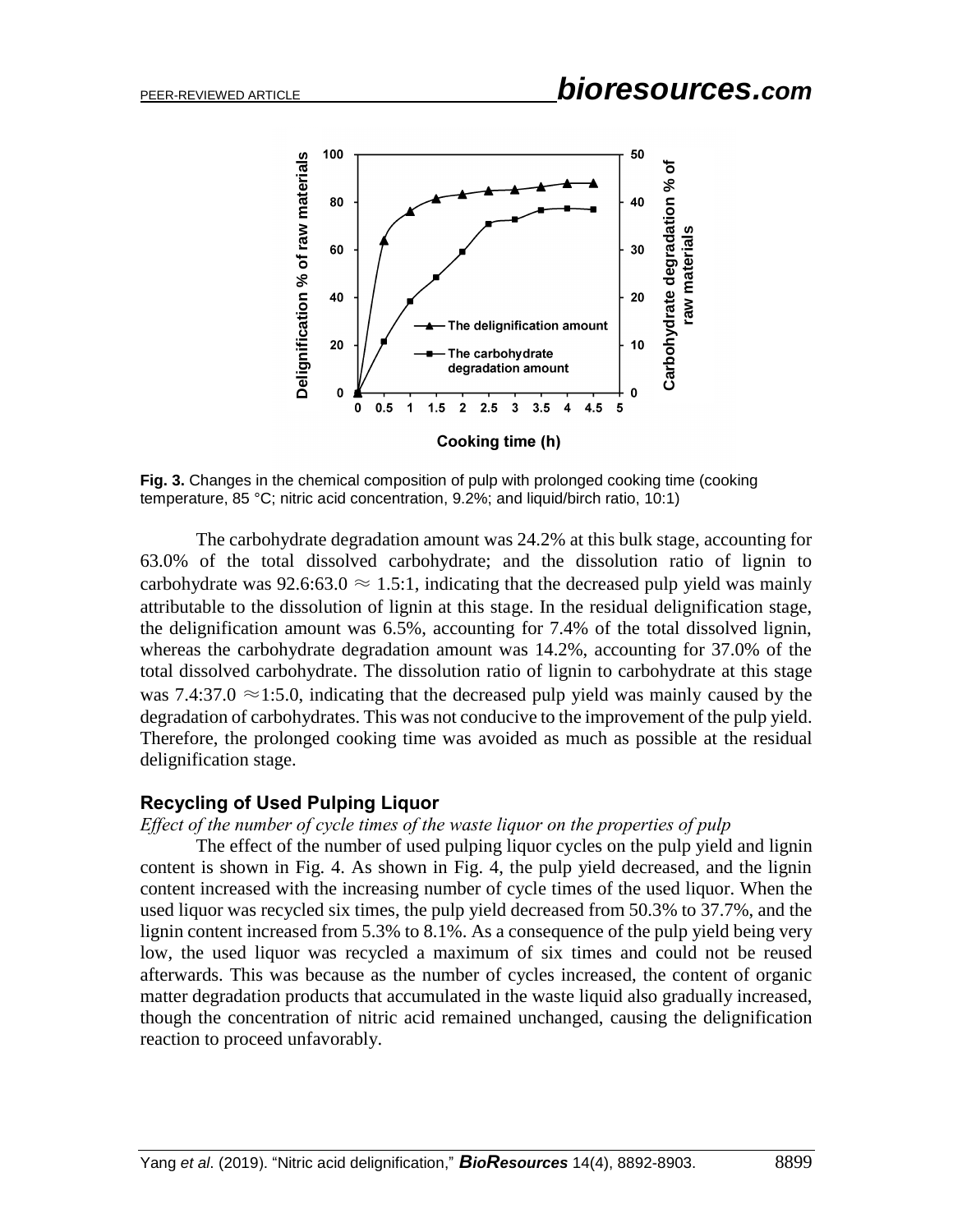**Fig. 3.** Changes in the chemical composition of pulp with prolonged cooking time (cooking temperature, 85 °C; nitric acid concentration, 9.2%; and liquid/birch ratio, 10:1)

The carbohydrate degradation amount was 24.2% at this bulk stage, accounting for 63.0% of the total dissolved carbohydrate; and the dissolution ratio of lignin to carbohydrate was 92.6:63.0 $\approx$ 1.5:1, indicating that the decreased pulp yield was mainly attributable to the dissolution of lignin at this stage. In the residual delignification stage, the delignification amount was 6.5%, accounting for 7.4% of the total dissolved lignin, whereas the carbohydrate degradation amount was 14.2%, accounting for 37.0% of the total dissolved carbohydrate. The dissolution ratio of lignin to carbohydrate at this stage was 7.4:37.0 $\approx$1:5.0, indicating that the decreased pulp yield was mainly caused by the degradation of carbohydrates. This was not conducive to the improvement of the pulp yield. Therefore, the prolonged cooking time was avoided as much as possible at the residual delignification stage.

## Recycling of Used Pulping Liquor

*Effect of the number of cycle times of the waste liquor on the properties of pulp*

The effect of the number of used pulping liquor cycles on the pulp yield and lignin content is shown in Fig. 4. As shown in Fig. 4, the pulp yield decreased, and the lignin content increased with the increasing number of cycle times of the used liquor. When the used liquor was recycled six times, the pulp yield decreased from 50.3% to 37.7%, and the lignin content increased from 5.3% to 8.1%. As a consequence of the pulp yield being very low, the used liquor was recycled a maximum of six times and could not be reused afterwards. This was because as the number of cycles increased, the content of organic matter degradation products that accumulated in the waste liquid also gradually increased, though the concentration of nitric acid remained unchanged, causing the delignification reaction to proceed unfavorably.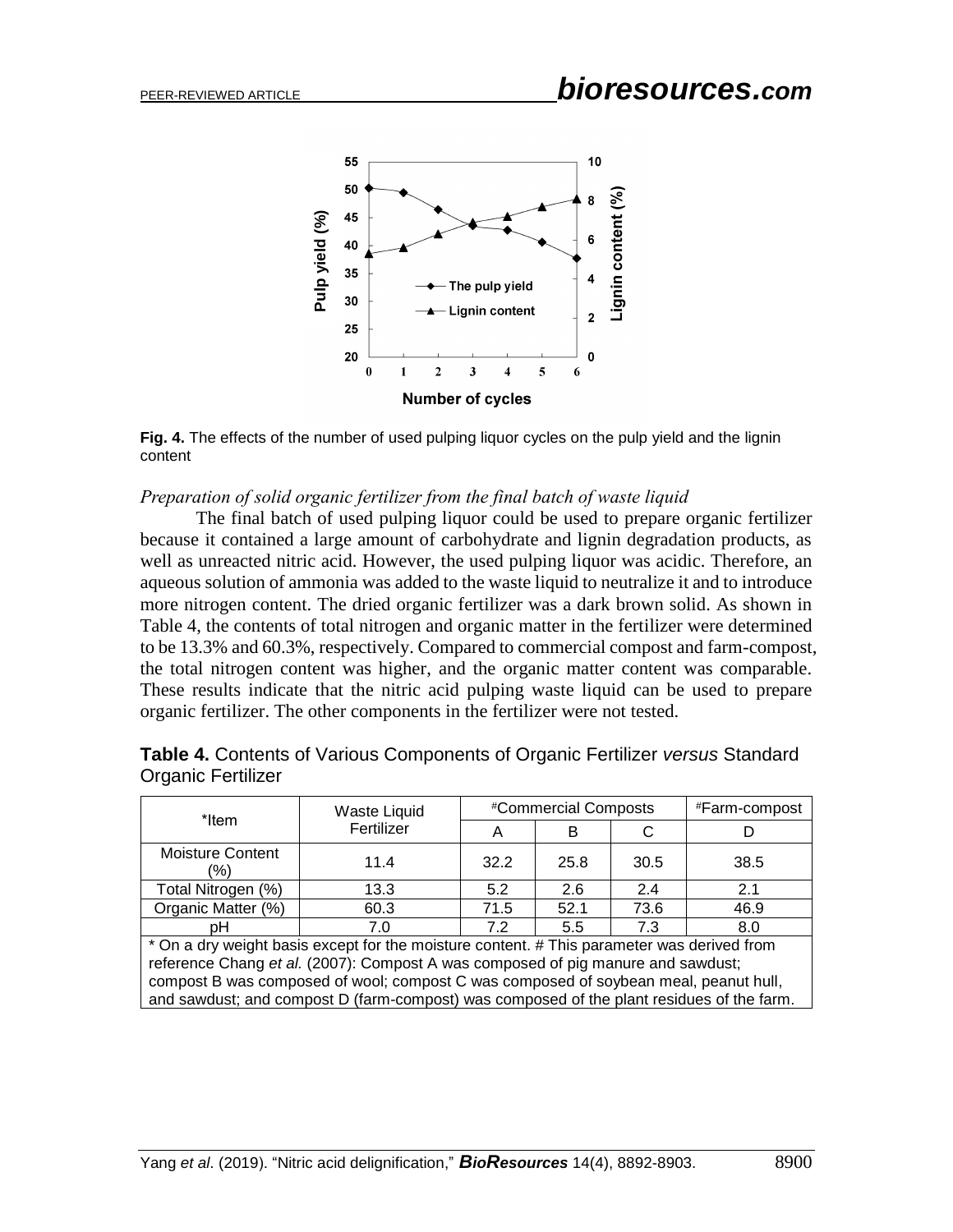**Fig. 4.** The effects of the number of used pulping liquor cycles on the pulp yield and the lignin content

### *Preparation of solid organic fertilizer from the final batch of waste liquid*

The final batch of used pulping liquor could be used to prepare organic fertilizer because it contained a large amount of carbohydrate and lignin degradation products, as well as unreacted nitric acid. However, the used pulping liquor was acidic. Therefore, an aqueous solution of ammonia was added to the waste liquid to neutralize it and to introduce more nitrogen content. The dried organic fertilizer was a dark brown solid. As shown in Table 4, the contents of total nitrogen and organic matter in the fertilizer were determined to be 13.3% and 60.3%, respectively. Compared to commercial compost and farm-compost, the total nitrogen content was higher, and the organic matter content was comparable. These results indicate that the nitric acid pulping waste liquid can be used to prepare organic fertilizer. The other components in the fertilizer were not tested.

**Table 4.** Contents of Various Components of Organic Fertilizer *versus* Standard Organic Fertilizer

| *Item | Waste Liquid Fertilizer | #Commercial Composts | | | #Farm-compost |
|---|---|---|---|---|---|
| | | A | B | C | D |
| Moisture Content (%) | 11.4 | 32.2 | 25.8 | 30.5 | 38.5 |
| Total Nitrogen (%) | 13.3 | 5.2 | 2.6 | 2.4 | 2.1 |
| Organic Matter (%) | 60.3 | 71.5 | 52.1 | 73.6 | 46.9 |
| pH | 7.0 | 7.2 | 5.5 | 7.3 | 8.0 |

\* On a dry weight basis except for the moisture content. # This parameter was derived from reference Chang *et al.* (2007): Compost A was composed of pig manure and sawdust; compost B was composed of wool; compost C was composed of soybean meal, peanut hull, and sawdust; and compost D (farm-compost) was composed of the plant residues of the farm.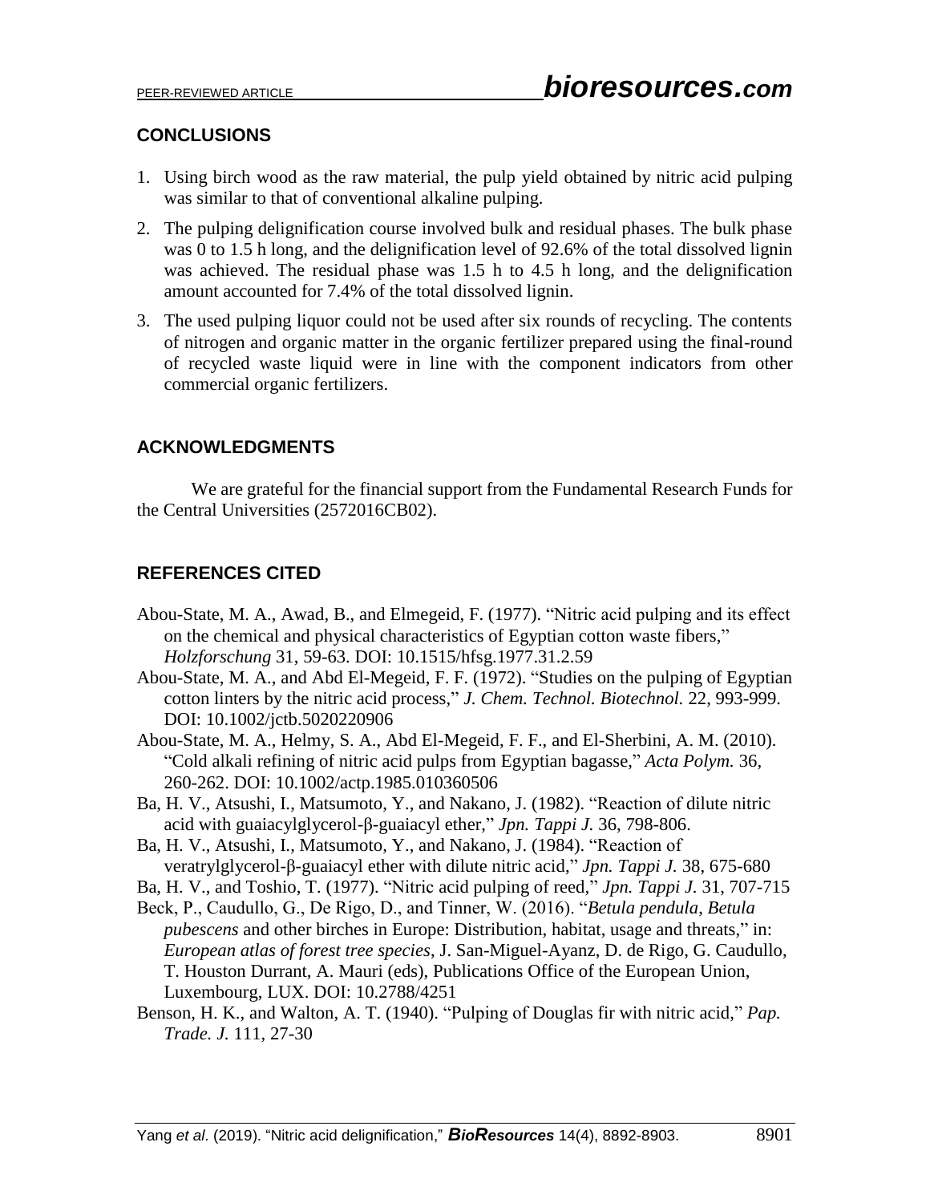## CONCLUSIONS

1. Using birch wood as the raw material, the pulp yield obtained by nitric acid pulping was similar to that of conventional alkaline pulping.
2. The pulping delignification course involved bulk and residual phases. The bulk phase was 0 to 1.5 h long, and the delignification level of 92.6% of the total dissolved lignin was achieved. The residual phase was 1.5 h to 4.5 h long, and the delignification amount accounted for 7.4% of the total dissolved lignin.
3. The used pulping liquor could not be used after six rounds of recycling. The contents of nitrogen and organic matter in the organic fertilizer prepared using the final-round of recycled waste liquid were in line with the component indicators from other commercial organic fertilizers.

## ACKNOWLEDGMENTS

We are grateful for the financial support from the Fundamental Research Funds for the Central Universities (2572016CB02).

## REFERENCES CITED

Abou-State, M. A., Awad, B., and Elmegeid, F. (1977). "Nitric acid pulping and its effect on the chemical and physical characteristics of Egyptian cotton waste fibers," *Holzforschung* 31, 59-63. DOI: 10.1515/hfsg.1977.31.2.59

Abou-State, M. A., and Abd El-Megeid, F. F. (1972). "Studies on the pulping of Egyptian cotton linters by the nitric acid process," *J. Chem. Technol. Biotechnol.* 22, 993-999. DOI: 10.1002/jctb.5020220906

Abou-State, M. A., Helmy, S. A., Abd El-Megeid, F. F., and El-Sherbini, A. M. (2010). "Cold alkali refining of nitric acid pulps from Egyptian bagasse," *Acta Polym.* 36, 260-262. DOI: 10.1002/actp.1985.010360506

Ba, H. V., Atsushi, I., Matsumoto, Y., and Nakano, J. (1982). "Reaction of dilute nitric acid with guaiacylglycerol-β-guaiacyl ether," *Jpn. Tappi J.* 36, 798-806.

Ba, H. V., Atsushi, I., Matsumoto, Y., and Nakano, J. (1984). "Reaction of veratrylglycerol-β-guaiacyl ether with dilute nitric acid," *Jpn. Tappi J.* 38, 675-680

Ba, H. V., and Toshio, T. (1977). "Nitric acid pulping of reed," *Jpn. Tappi J.* 31, 707-715

Beck, P., Caudullo, G., De Rigo, D., and Tinner, W. (2016). "*Betula pendula*, *Betula pubescens* and other birches in Europe: Distribution, habitat, usage and threats," in: *European atlas of forest tree species*, J. San-Miguel-Ayanz, D. de Rigo, G. Caudullo, T. Houston Durrant, A. Mauri (eds), Publications Office of the European Union, Luxembourg, LUX. DOI: 10.2788/4251

Benson, H. K., and Walton, A. T. (1940). "Pulping of Douglas fir with nitric acid," *Pap. Trade. J.* 111, 27-30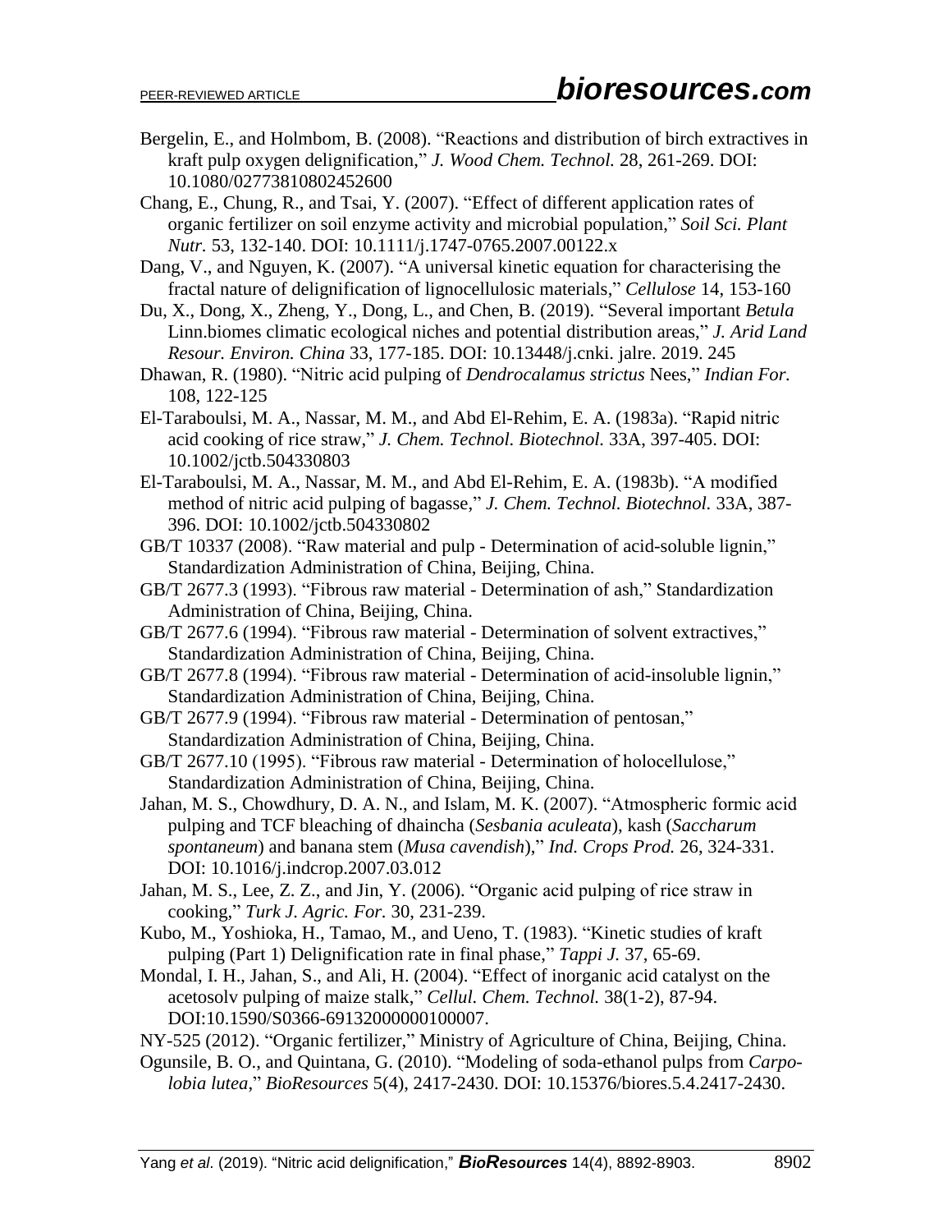Bergelin, E., and Holmbom, B. (2008). "Reactions and distribution of birch extractives in kraft pulp oxygen delignification," *J. Wood Chem. Technol.* 28, 261-269. DOI: 10.1080/02773810802452600

Chang, E., Chung, R., and Tsai, Y. (2007). "Effect of different application rates of organic fertilizer on soil enzyme activity and microbial population," *Soil Sci. Plant Nutr.* 53, 132-140. DOI: 10.1111/j.1747-0765.2007.00122.x

Dang, V., and Nguyen, K. (2007). "A universal kinetic equation for characterising the fractal nature of delignification of lignocellulosic materials," *Cellulose* 14, 153-160

Du, X., Dong, X., Zheng, Y., Dong, L., and Chen, B. (2019). "Several important *Betula* Linn.biomes climatic ecological niches and potential distribution areas," *J. Arid Land Resour. Environ. China* 33, 177-185. DOI: 10.13448/j.cnki. jalre. 2019. 245

Dhawan, R. (1980). "Nitric acid pulping of *Dendrocalamus strictus* Nees," *Indian For.* 108, 122-125

El-Taraboulsi, M. A., Nassar, M. M., and Abd El-Rehim, E. A. (1983a). "Rapid nitric acid cooking of rice straw," *J. Chem. Technol. Biotechnol.* 33A, 397-405. DOI: 10.1002/jctb.504330803

El-Taraboulsi, M. A., Nassar, M. M., and Abd El-Rehim, E. A. (1983b). "A modified method of nitric acid pulping of bagasse," *J. Chem. Technol. Biotechnol.* 33A, 387-396. DOI: 10.1002/jctb.504330802

GB/T 10337 (2008). "Raw material and pulp - Determination of acid-soluble lignin," Standardization Administration of China, Beijing, China.

GB/T 2677.3 (1993). "Fibrous raw material - Determination of ash," Standardization Administration of China, Beijing, China.

GB/T 2677.6 (1994). "Fibrous raw material - Determination of solvent extractives," Standardization Administration of China, Beijing, China.

GB/T 2677.8 (1994). "Fibrous raw material - Determination of acid-insoluble lignin," Standardization Administration of China, Beijing, China.

GB/T 2677.9 (1994). "Fibrous raw material - Determination of pentosan," Standardization Administration of China, Beijing, China.

GB/T 2677.10 (1995). "Fibrous raw material - Determination of holocellulose," Standardization Administration of China, Beijing, China.

Jahan, M. S., Chowdhury, D. A. N., and Islam, M. K. (2007). "Atmospheric formic acid pulping and TCF bleaching of dhaincha (*Sesbania aculeata*), kash (*Saccharum spontaneum*) and banana stem (*Musa cavendish*)," *Ind. Crops Prod.* 26, 324-331. DOI: 10.1016/j.indcrop.2007.03.012

Jahan, M. S., Lee, Z. Z., and Jin, Y. (2006). "Organic acid pulping of rice straw in cooking," *Turk J. Agric. For.* 30, 231-239.

Kubo, M., Yoshioka, H., Tamao, M., and Ueno, T. (1983). "Kinetic studies of kraft pulping (Part 1) Delignification rate in final phase," *Tappi J.* 37, 65-69.

Mondal, I. H., Jahan, S., and Ali, H. (2004). "Effect of inorganic acid catalyst on the acetosolv pulping of maize stalk," *Cellul. Chem. Technol.* 38(1-2), 87-94. DOI:10.1590/S0366-69132000000100007.

NY-525 (2012). "Organic fertilizer," Ministry of Agriculture of China, Beijing, China.

Ogunsile, B. O., and Quintana, G. (2010). "Modeling of soda-ethanol pulps from *Carpolobia lutea*," *BioResources* 5(4), 2417-2430. DOI: 10.15376/biores.5.4.2417-2430.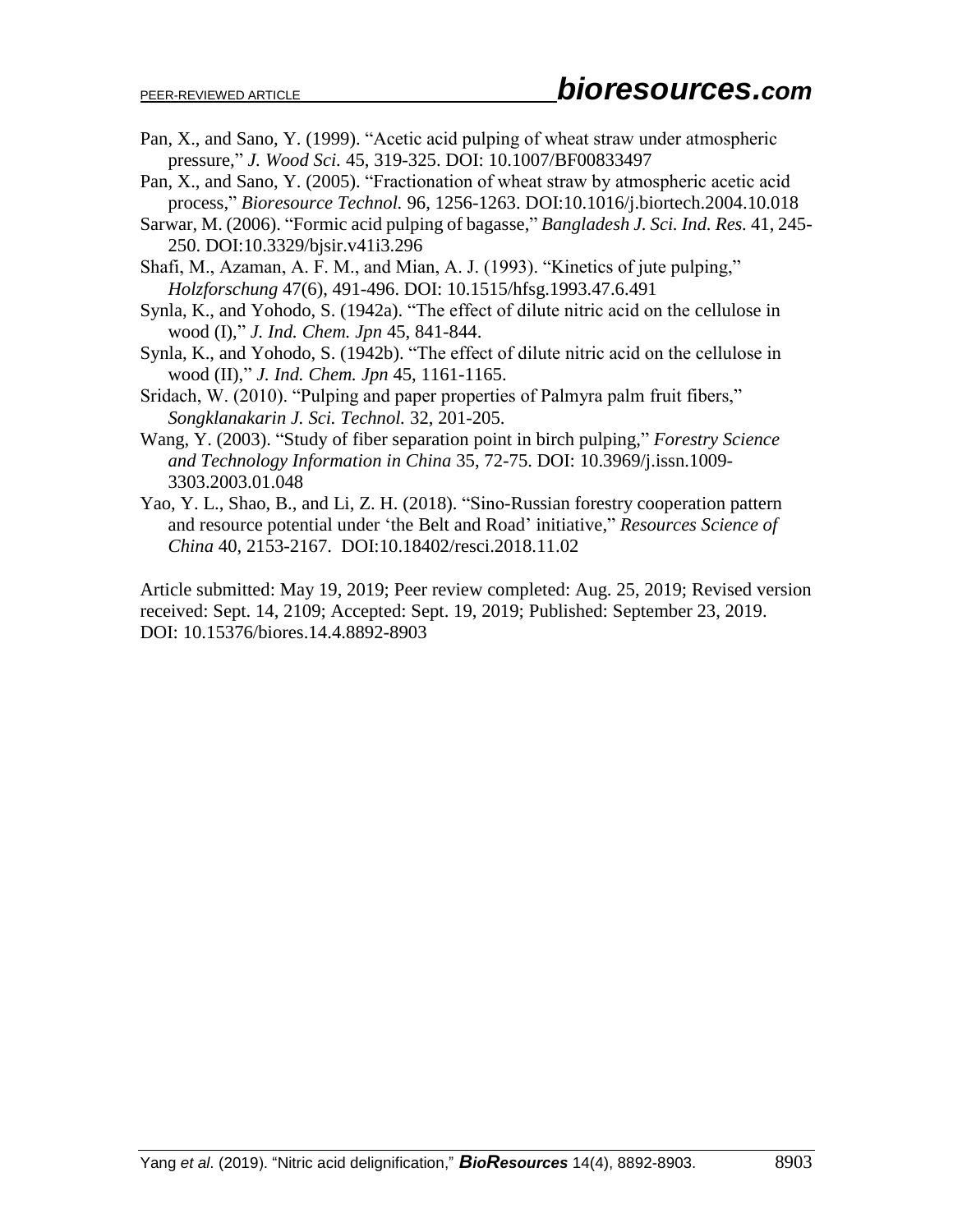Pan, X., and Sano, Y. (1999). "Acetic acid pulping of wheat straw under atmospheric pressure," *J. Wood Sci.* 45, 319-325. DOI: 10.1007/BF00833497

Pan, X., and Sano, Y. (2005). "Fractionation of wheat straw by atmospheric acetic acid process," *Bioresource Technol.* 96, 1256-1263. DOI:10.1016/j.biortech.2004.10.018

Sarwar, M. (2006). "Formic acid pulping of bagasse," *Bangladesh J. Sci. Ind. Res.* 41, 245-250. DOI:10.3329/bjsir.v41i3.296

Shafi, M., Azaman, A. F. M., and Mian, A. J. (1993). "Kinetics of jute pulping," *Holzforschung* 47(6), 491-496. DOI: 10.1515/hfsg.1993.47.6.491

Synla, K., and Yohodo, S. (1942a). "The effect of dilute nitric acid on the cellulose in wood (I)," *J. Ind. Chem. Jpn* 45, 841-844.

Synla, K., and Yohodo, S. (1942b). "The effect of dilute nitric acid on the cellulose in wood (II)," *J. Ind. Chem. Jpn* 45, 1161-1165.

Sridach, W. (2010). "Pulping and paper properties of Palmyra palm fruit fibers," *Songklanakarin J. Sci. Technol.* 32, 201-205.

Wang, Y. (2003). "Study of fiber separation point in birch pulping," *Forestry Science and Technology Information in China* 35, 72-75. DOI: 10.3969/j.issn.1009-3303.2003.01.048

Yao, Y. L., Shao, B., and Li, Z. H. (2018). "Sino-Russian forestry cooperation pattern and resource potential under 'the Belt and Road' initiative," *Resources Science of China* 40, 2153-2167. DOI:10.18402/resci.2018.11.02

Article submitted: May 19, 2019; Peer review completed: Aug. 25, 2019; Revised version received: Sept. 14, 2109; Accepted: Sept. 19, 2019; Published: September 23, 2019.
DOI: 10.15376/biores.14.4.8892-8903